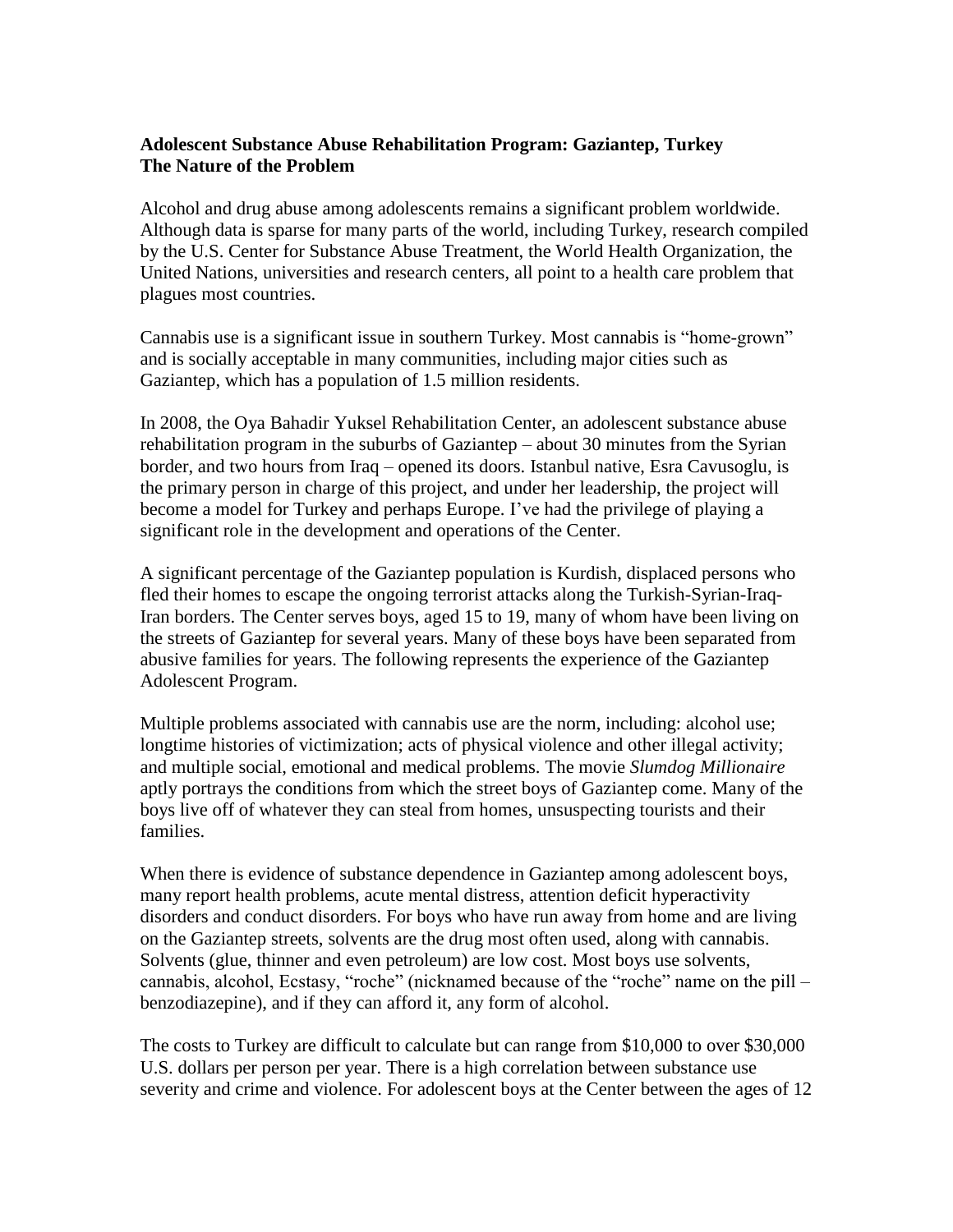**Adolescent Substance Abuse Rehabilitation Program: Gaziantep, Turkey**
**The Nature of the Problem**

Alcohol and drug abuse among adolescents remains a significant problem worldwide. Although data is sparse for many parts of the world, including Turkey, research compiled by the U.S. Center for Substance Abuse Treatment, the World Health Organization, the United Nations, universities and research centers, all point to a health care problem that plagues most countries.

Cannabis use is a significant issue in southern Turkey. Most cannabis is "home-grown" and is socially acceptable in many communities, including major cities such as Gaziantep, which has a population of 1.5 million residents.

In 2008, the Oya Bahadir Yuksel Rehabilitation Center, an adolescent substance abuse rehabilitation program in the suburbs of Gaziantep – about 30 minutes from the Syrian border, and two hours from Iraq – opened its doors. Istanbul native, Esra Cavusoglu, is the primary person in charge of this project, and under her leadership, the project will become a model for Turkey and perhaps Europe. I've had the privilege of playing a significant role in the development and operations of the Center.

A significant percentage of the Gaziantep population is Kurdish, displaced persons who fled their homes to escape the ongoing terrorist attacks along the Turkish-Syrian-Iraq-Iran borders. The Center serves boys, aged 15 to 19, many of whom have been living on the streets of Gaziantep for several years. Many of these boys have been separated from abusive families for years. The following represents the experience of the Gaziantep Adolescent Program.

Multiple problems associated with cannabis use are the norm, including: alcohol use; longtime histories of victimization; acts of physical violence and other illegal activity; and multiple social, emotional and medical problems. The movie *Slumdog Millionaire* aptly portrays the conditions from which the street boys of Gaziantep come. Many of the boys live off of whatever they can steal from homes, unsuspecting tourists and their families.

When there is evidence of substance dependence in Gaziantep among adolescent boys, many report health problems, acute mental distress, attention deficit hyperactivity disorders and conduct disorders. For boys who have run away from home and are living on the Gaziantep streets, solvents are the drug most often used, along with cannabis. Solvents (glue, thinner and even petroleum) are low cost. Most boys use solvents, cannabis, alcohol, Ecstasy, "roche" (nicknamed because of the "roche" name on the pill – benzodiazepine), and if they can afford it, any form of alcohol.

The costs to Turkey are difficult to calculate but can range from $10,000 to over $30,000 U.S. dollars per person per year. There is a high correlation between substance use severity and crime and violence. For adolescent boys at the Center between the ages of 12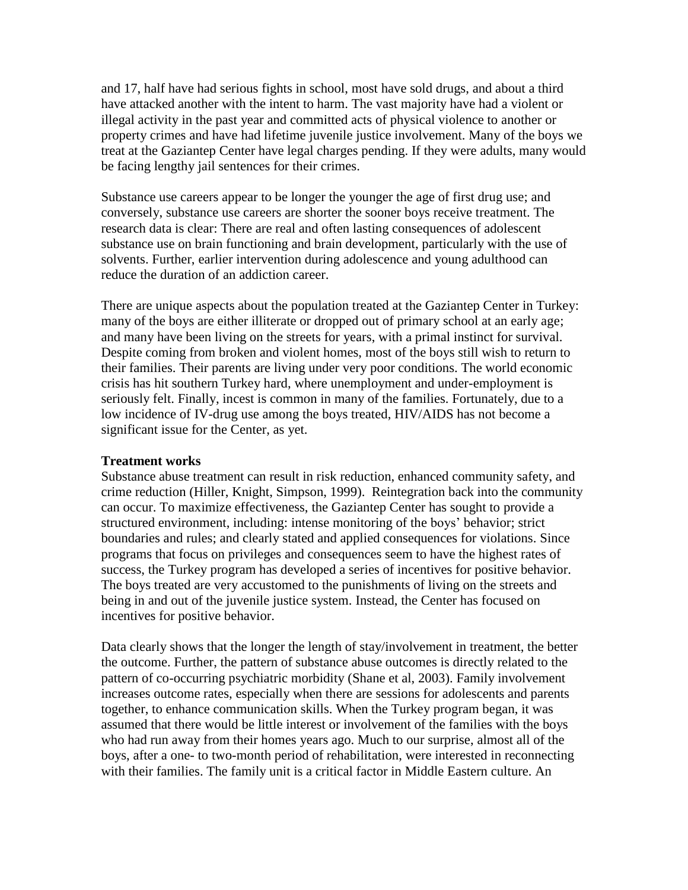and 17, half have had serious fights in school, most have sold drugs, and about a third have attacked another with the intent to harm. The vast majority have had a violent or illegal activity in the past year and committed acts of physical violence to another or property crimes and have had lifetime juvenile justice involvement. Many of the boys we treat at the Gaziantep Center have legal charges pending. If they were adults, many would be facing lengthy jail sentences for their crimes.

Substance use careers appear to be longer the younger the age of first drug use; and conversely, substance use careers are shorter the sooner boys receive treatment. The research data is clear: There are real and often lasting consequences of adolescent substance use on brain functioning and brain development, particularly with the use of solvents. Further, earlier intervention during adolescence and young adulthood can reduce the duration of an addiction career.

There are unique aspects about the population treated at the Gaziantep Center in Turkey: many of the boys are either illiterate or dropped out of primary school at an early age; and many have been living on the streets for years, with a primal instinct for survival. Despite coming from broken and violent homes, most of the boys still wish to return to their families. Their parents are living under very poor conditions. The world economic crisis has hit southern Turkey hard, where unemployment and under-employment is seriously felt. Finally, incest is common in many of the families. Fortunately, due to a low incidence of IV-drug use among the boys treated, HIV/AIDS has not become a significant issue for the Center, as yet.

**Treatment works**

Substance abuse treatment can result in risk reduction, enhanced community safety, and crime reduction (Hiller, Knight, Simpson, 1999). Reintegration back into the community can occur. To maximize effectiveness, the Gaziantep Center has sought to provide a structured environment, including: intense monitoring of the boys' behavior; strict boundaries and rules; and clearly stated and applied consequences for violations. Since programs that focus on privileges and consequences seem to have the highest rates of success, the Turkey program has developed a series of incentives for positive behavior. The boys treated are very accustomed to the punishments of living on the streets and being in and out of the juvenile justice system. Instead, the Center has focused on incentives for positive behavior.

Data clearly shows that the longer the length of stay/involvement in treatment, the better the outcome. Further, the pattern of substance abuse outcomes is directly related to the pattern of co-occurring psychiatric morbidity (Shane et al, 2003). Family involvement increases outcome rates, especially when there are sessions for adolescents and parents together, to enhance communication skills. When the Turkey program began, it was assumed that there would be little interest or involvement of the families with the boys who had run away from their homes years ago. Much to our surprise, almost all of the boys, after a one- to two-month period of rehabilitation, were interested in reconnecting with their families. The family unit is a critical factor in Middle Eastern culture. An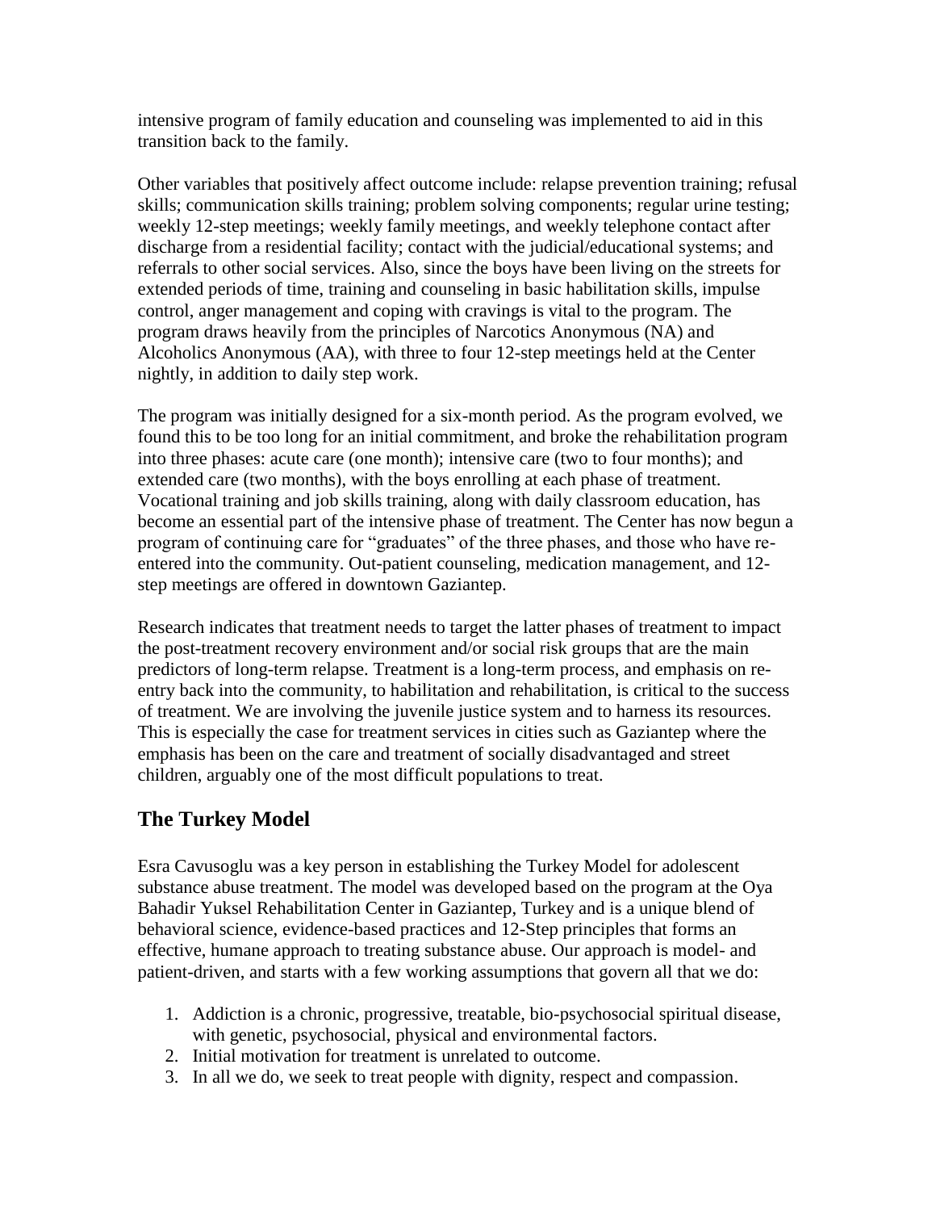intensive program of family education and counseling was implemented to aid in this transition back to the family.

Other variables that positively affect outcome include: relapse prevention training; refusal skills; communication skills training; problem solving components; regular urine testing; weekly 12-step meetings; weekly family meetings, and weekly telephone contact after discharge from a residential facility; contact with the judicial/educational systems; and referrals to other social services. Also, since the boys have been living on the streets for extended periods of time, training and counseling in basic habilitation skills, impulse control, anger management and coping with cravings is vital to the program. The program draws heavily from the principles of Narcotics Anonymous (NA) and Alcoholics Anonymous (AA), with three to four 12-step meetings held at the Center nightly, in addition to daily step work.

The program was initially designed for a six-month period. As the program evolved, we found this to be too long for an initial commitment, and broke the rehabilitation program into three phases: acute care (one month); intensive care (two to four months); and extended care (two months), with the boys enrolling at each phase of treatment. Vocational training and job skills training, along with daily classroom education, has become an essential part of the intensive phase of treatment. The Center has now begun a program of continuing care for "graduates" of the three phases, and those who have re-entered into the community. Out-patient counseling, medication management, and 12-step meetings are offered in downtown Gaziantep.

Research indicates that treatment needs to target the latter phases of treatment to impact the post-treatment recovery environment and/or social risk groups that are the main predictors of long-term relapse. Treatment is a long-term process, and emphasis on re-entry back into the community, to habilitation and rehabilitation, is critical to the success of treatment. We are involving the juvenile justice system and to harness its resources. This is especially the case for treatment services in cities such as Gaziantep where the emphasis has been on the care and treatment of socially disadvantaged and street children, arguably one of the most difficult populations to treat.

## The Turkey Model

Esra Cavusoglu was a key person in establishing the Turkey Model for adolescent substance abuse treatment. The model was developed based on the program at the Oya Bahadir Yuksel Rehabilitation Center in Gaziantep, Turkey and is a unique blend of behavioral science, evidence-based practices and 12-Step principles that forms an effective, humane approach to treating substance abuse. Our approach is model- and patient-driven, and starts with a few working assumptions that govern all that we do:

1. Addiction is a chronic, progressive, treatable, bio-psychosocial spiritual disease, with genetic, psychosocial, physical and environmental factors.
2. Initial motivation for treatment is unrelated to outcome.
3. In all we do, we seek to treat people with dignity, respect and compassion.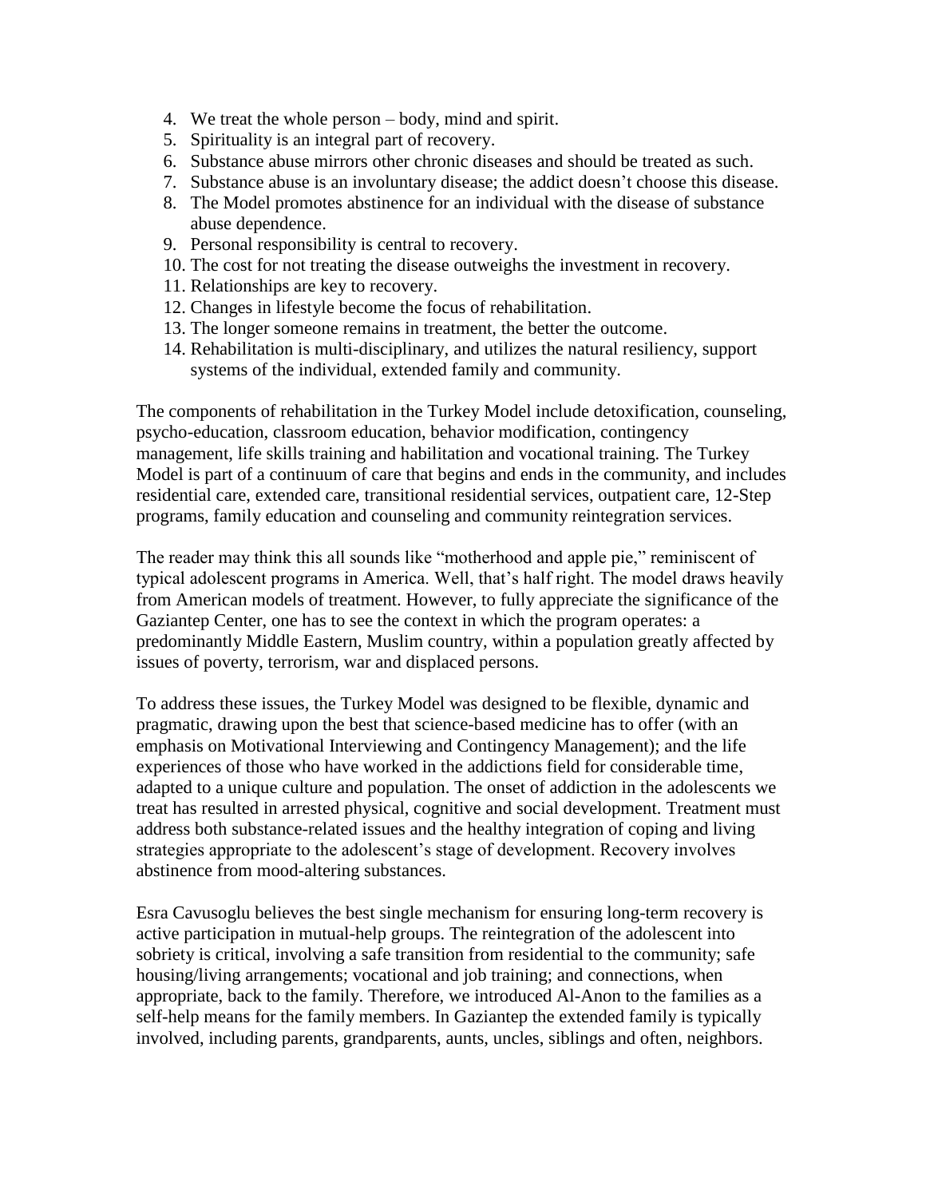4. We treat the whole person – body, mind and spirit.
5. Spirituality is an integral part of recovery.
6. Substance abuse mirrors other chronic diseases and should be treated as such.
7. Substance abuse is an involuntary disease; the addict doesn't choose this disease.
8. The Model promotes abstinence for an individual with the disease of substance abuse dependence.
9. Personal responsibility is central to recovery.
10. The cost for not treating the disease outweighs the investment in recovery.
11. Relationships are key to recovery.
12. Changes in lifestyle become the focus of rehabilitation.
13. The longer someone remains in treatment, the better the outcome.
14. Rehabilitation is multi-disciplinary, and utilizes the natural resiliency, support systems of the individual, extended family and community.

The components of rehabilitation in the Turkey Model include detoxification, counseling, psycho-education, classroom education, behavior modification, contingency management, life skills training and habilitation and vocational training. The Turkey Model is part of a continuum of care that begins and ends in the community, and includes residential care, extended care, transitional residential services, outpatient care, 12-Step programs, family education and counseling and community reintegration services.

The reader may think this all sounds like "motherhood and apple pie," reminiscent of typical adolescent programs in America. Well, that's half right. The model draws heavily from American models of treatment. However, to fully appreciate the significance of the Gaziantep Center, one has to see the context in which the program operates: a predominantly Middle Eastern, Muslim country, within a population greatly affected by issues of poverty, terrorism, war and displaced persons.

To address these issues, the Turkey Model was designed to be flexible, dynamic and pragmatic, drawing upon the best that science-based medicine has to offer (with an emphasis on Motivational Interviewing and Contingency Management); and the life experiences of those who have worked in the addictions field for considerable time, adapted to a unique culture and population. The onset of addiction in the adolescents we treat has resulted in arrested physical, cognitive and social development. Treatment must address both substance-related issues and the healthy integration of coping and living strategies appropriate to the adolescent's stage of development. Recovery involves abstinence from mood-altering substances.

Esra Cavusoglu believes the best single mechanism for ensuring long-term recovery is active participation in mutual-help groups. The reintegration of the adolescent into sobriety is critical, involving a safe transition from residential to the community; safe housing/living arrangements; vocational and job training; and connections, when appropriate, back to the family. Therefore, we introduced Al-Anon to the families as a self-help means for the family members. In Gaziantep the extended family is typically involved, including parents, grandparents, aunts, uncles, siblings and often, neighbors.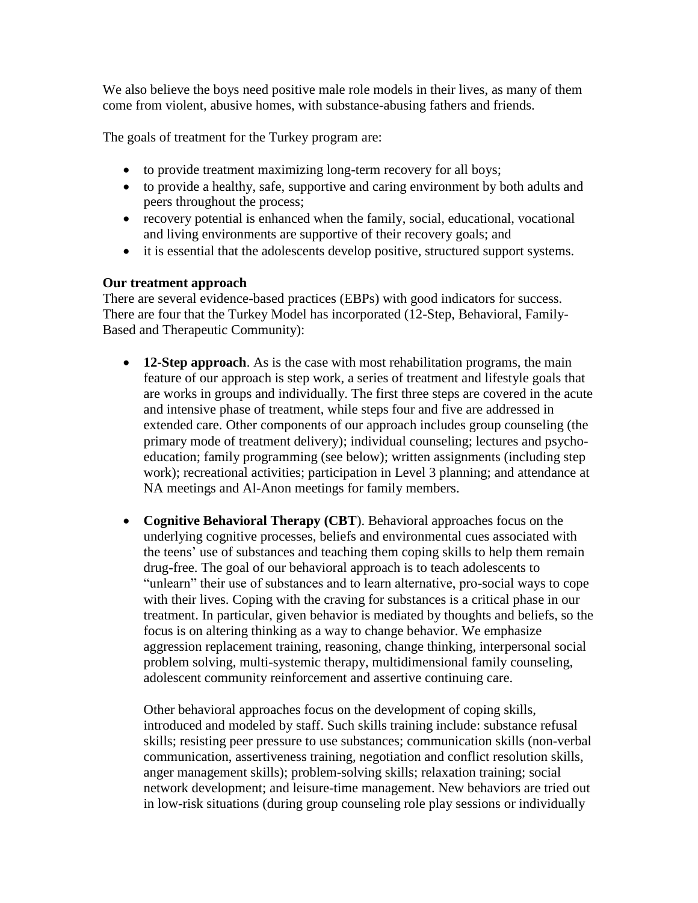We also believe the boys need positive male role models in their lives, as many of them come from violent, abusive homes, with substance-abusing fathers and friends.

The goals of treatment for the Turkey program are:

- to provide treatment maximizing long-term recovery for all boys;
- to provide a healthy, safe, supportive and caring environment by both adults and peers throughout the process;
- recovery potential is enhanced when the family, social, educational, vocational and living environments are supportive of their recovery goals; and
- it is essential that the adolescents develop positive, structured support systems.

**Our treatment approach**

There are several evidence-based practices (EBPs) with good indicators for success. There are four that the Turkey Model has incorporated (12-Step, Behavioral, Family-Based and Therapeutic Community):

- **12-Step approach**. As is the case with most rehabilitation programs, the main feature of our approach is step work, a series of treatment and lifestyle goals that are works in groups and individually. The first three steps are covered in the acute and intensive phase of treatment, while steps four and five are addressed in extended care. Other components of our approach includes group counseling (the primary mode of treatment delivery); individual counseling; lectures and psycho-education; family programming (see below); written assignments (including step work); recreational activities; participation in Level 3 planning; and attendance at NA meetings and Al-Anon meetings for family members.

- **Cognitive Behavioral Therapy (CBT**). Behavioral approaches focus on the underlying cognitive processes, beliefs and environmental cues associated with the teens' use of substances and teaching them coping skills to help them remain drug-free. The goal of our behavioral approach is to teach adolescents to "unlearn" their use of substances and to learn alternative, pro-social ways to cope with their lives. Coping with the craving for substances is a critical phase in our treatment. In particular, given behavior is mediated by thoughts and beliefs, so the focus is on altering thinking as a way to change behavior. We emphasize aggression replacement training, reasoning, change thinking, interpersonal social problem solving, multi-systemic therapy, multidimensional family counseling, adolescent community reinforcement and assertive continuing care.

  Other behavioral approaches focus on the development of coping skills, introduced and modeled by staff. Such skills training include: substance refusal skills; resisting peer pressure to use substances; communication skills (non-verbal communication, assertiveness training, negotiation and conflict resolution skills, anger management skills); problem-solving skills; relaxation training; social network development; and leisure-time management. New behaviors are tried out in low-risk situations (during group counseling role play sessions or individually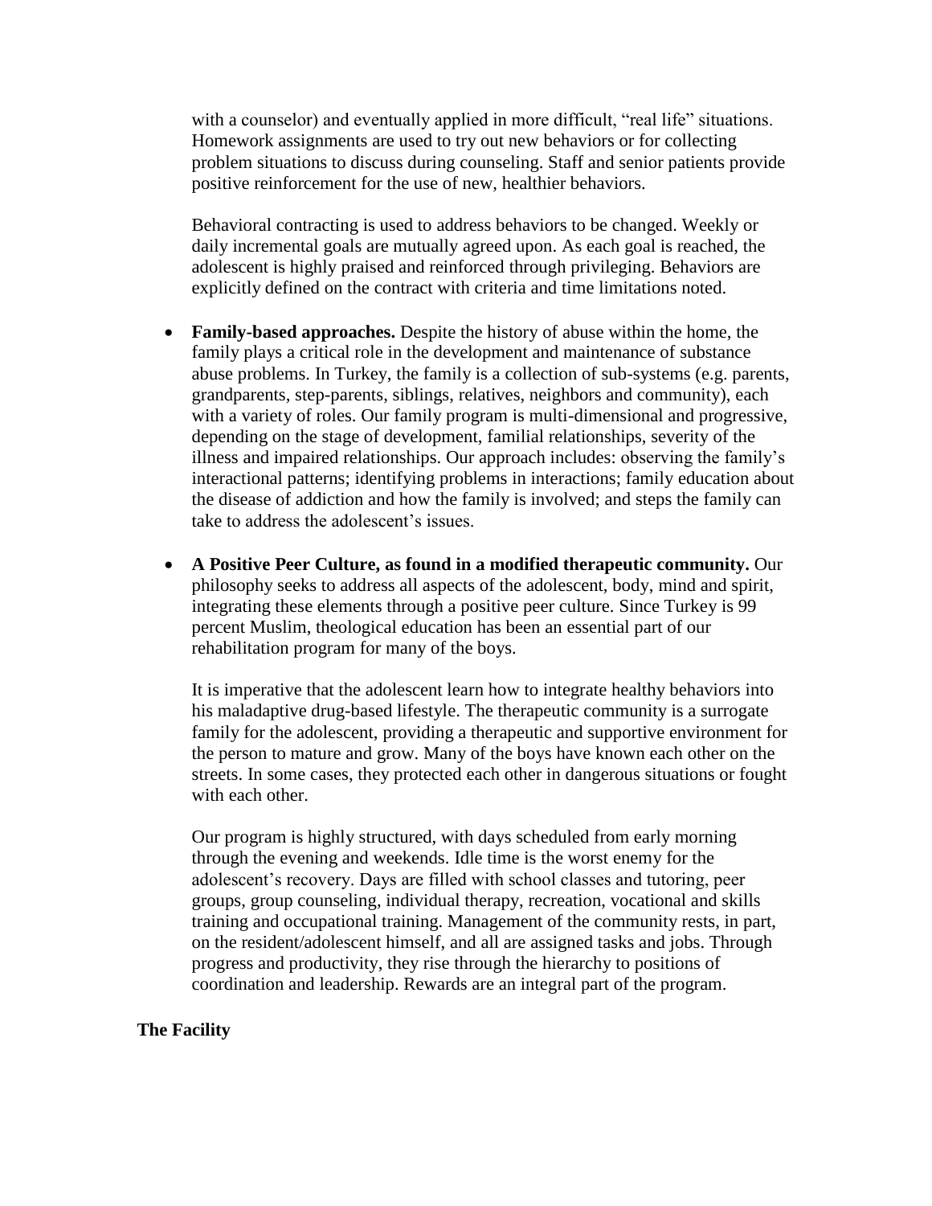with a counselor) and eventually applied in more difficult, "real life" situations. Homework assignments are used to try out new behaviors or for collecting problem situations to discuss during counseling. Staff and senior patients provide positive reinforcement for the use of new, healthier behaviors.

Behavioral contracting is used to address behaviors to be changed. Weekly or daily incremental goals are mutually agreed upon. As each goal is reached, the adolescent is highly praised and reinforced through privileging. Behaviors are explicitly defined on the contract with criteria and time limitations noted.

- **Family-based approaches.** Despite the history of abuse within the home, the family plays a critical role in the development and maintenance of substance abuse problems. In Turkey, the family is a collection of sub-systems (e.g. parents, grandparents, step-parents, siblings, relatives, neighbors and community), each with a variety of roles. Our family program is multi-dimensional and progressive, depending on the stage of development, familial relationships, severity of the illness and impaired relationships. Our approach includes: observing the family's interactional patterns; identifying problems in interactions; family education about the disease of addiction and how the family is involved; and steps the family can take to address the adolescent's issues.

- **A Positive Peer Culture, as found in a modified therapeutic community.** Our philosophy seeks to address all aspects of the adolescent, body, mind and spirit, integrating these elements through a positive peer culture. Since Turkey is 99 percent Muslim, theological education has been an essential part of our rehabilitation program for many of the boys.

  It is imperative that the adolescent learn how to integrate healthy behaviors into his maladaptive drug-based lifestyle. The therapeutic community is a surrogate family for the adolescent, providing a therapeutic and supportive environment for the person to mature and grow. Many of the boys have known each other on the streets. In some cases, they protected each other in dangerous situations or fought with each other.

  Our program is highly structured, with days scheduled from early morning through the evening and weekends. Idle time is the worst enemy for the adolescent's recovery. Days are filled with school classes and tutoring, peer groups, group counseling, individual therapy, recreation, vocational and skills training and occupational training. Management of the community rests, in part, on the resident/adolescent himself, and all are assigned tasks and jobs. Through progress and productivity, they rise through the hierarchy to positions of coordination and leadership. Rewards are an integral part of the program.

**The Facility**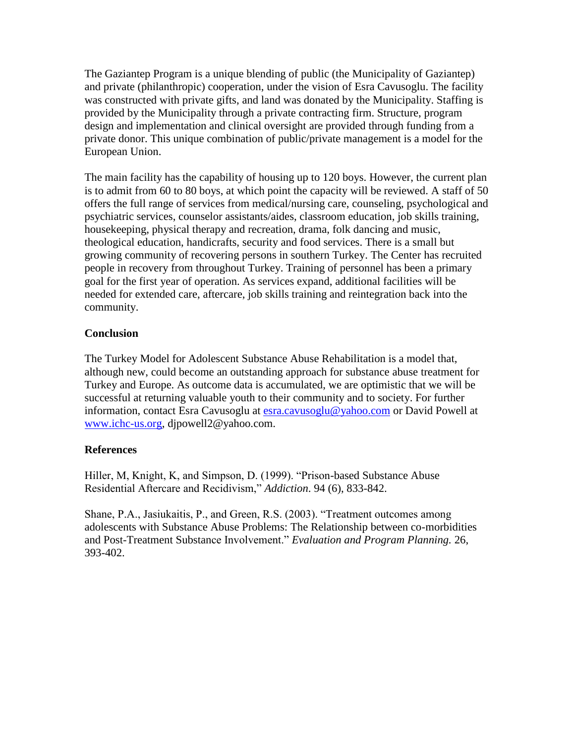The Gaziantep Program is a unique blending of public (the Municipality of Gaziantep) and private (philanthropic) cooperation, under the vision of Esra Cavusoglu. The facility was constructed with private gifts, and land was donated by the Municipality. Staffing is provided by the Municipality through a private contracting firm. Structure, program design and implementation and clinical oversight are provided through funding from a private donor. This unique combination of public/private management is a model for the European Union.

The main facility has the capability of housing up to 120 boys. However, the current plan is to admit from 60 to 80 boys, at which point the capacity will be reviewed. A staff of 50 offers the full range of services from medical/nursing care, counseling, psychological and psychiatric services, counselor assistants/aides, classroom education, job skills training, housekeeping, physical therapy and recreation, drama, folk dancing and music, theological education, handicrafts, security and food services. There is a small but growing community of recovering persons in southern Turkey. The Center has recruited people in recovery from throughout Turkey. Training of personnel has been a primary goal for the first year of operation. As services expand, additional facilities will be needed for extended care, aftercare, job skills training and reintegration back into the community.

## Conclusion

The Turkey Model for Adolescent Substance Abuse Rehabilitation is a model that, although new, could become an outstanding approach for substance abuse treatment for Turkey and Europe. As outcome data is accumulated, we are optimistic that we will be successful at returning valuable youth to their community and to society. For further information, contact Esra Cavusoglu at esra.cavusoglu@yahoo.com or David Powell at www.ichc-us.org, djpowell2@yahoo.com.

## References

Hiller, M, Knight, K, and Simpson, D. (1999). "Prison-based Substance Abuse Residential Aftercare and Recidivism," *Addiction*. 94 (6), 833-842.

Shane, P.A., Jasiukaitis, P., and Green, R.S. (2003). "Treatment outcomes among adolescents with Substance Abuse Problems: The Relationship between co-morbidities and Post-Treatment Substance Involvement." *Evaluation and Program Planning.* 26, 393-402.